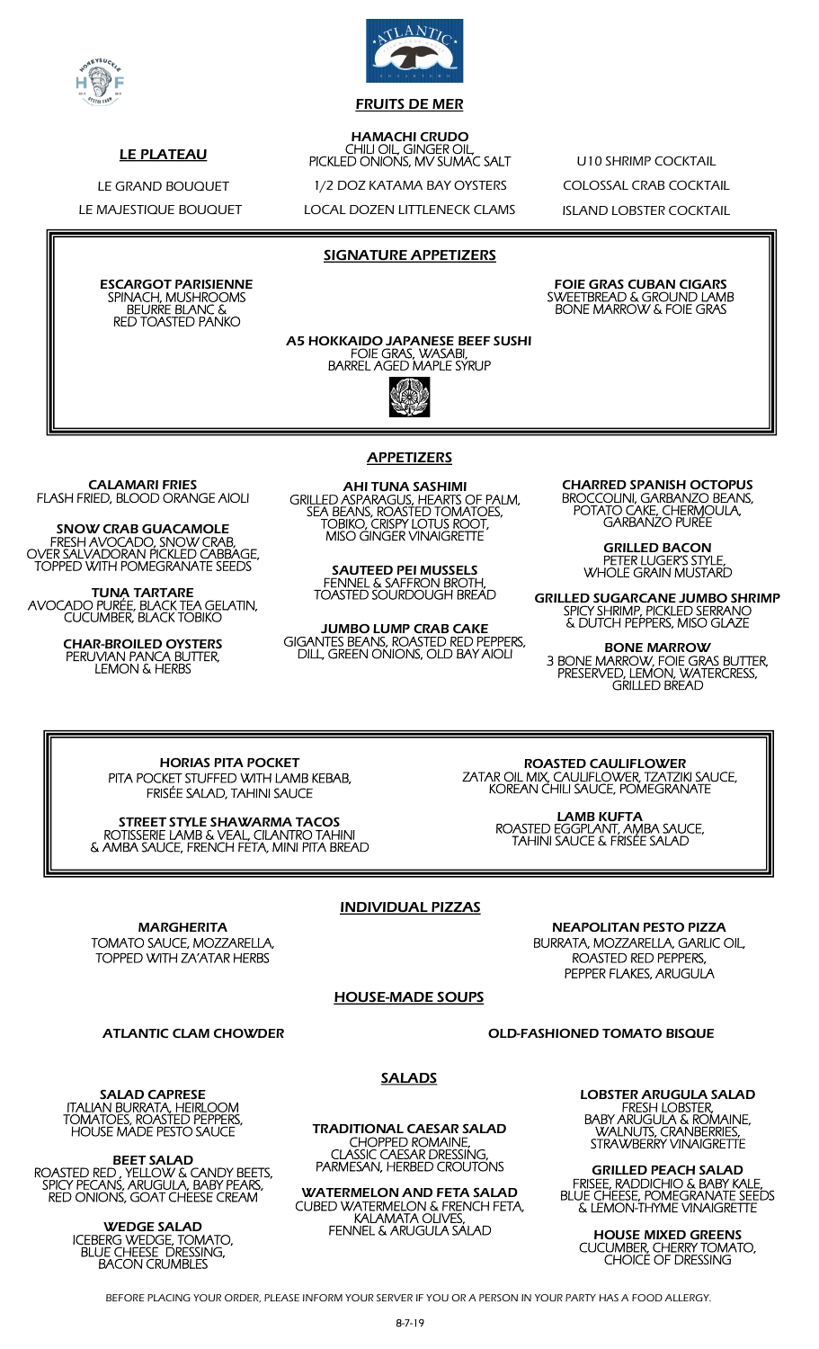## FRUITS DE MER

### LE PLATEAU

LE GRAND BOUQUET

LE MAJESTIQUE BOUQUET

**HAMACHI CRUDO**
CHILI OIL, GINGER OIL,
PICKLED ONIONS, MV SUMAC SALT

1/2 DOZ KATAMA BAY OYSTERS

LOCAL DOZEN LITTLENECK CLAMS

U10 SHRIMP COCKTAIL

COLOSSAL CRAB COCKTAIL

ISLAND LOBSTER COCKTAIL

## SIGNATURE APPETIZERS

**ESCARGOT PARISIENNE**
SPINACH, MUSHROOMS
BEURRE BLANC &
RED TOASTED PANKO

**FOIE GRAS CUBAN CIGARS**
SWEETBREAD & GROUND LAMB
BONE MARROW & FOIE GRAS

**A5 HOKKAIDO JAPANESE BEEF SUSHI**
FOIE GRAS, WASABI,
BARREL AGED MAPLE SYRUP

## APPETIZERS

**CALAMARI FRIES**
FLASH FRIED, BLOOD ORANGE AIOLI

**SNOW CRAB GUACAMOLE**
FRESH AVOCADO, SNOW CRAB,
OVER SALVADORAN PICKLED CABBAGE,
TOPPED WITH POMEGRANATE SEEDS

**TUNA TARTARE**
AVOCADO PURÉE, BLACK TEA GELATIN,
CUCUMBER, BLACK TOBIKO

**CHAR-BROILED OYSTERS**
PERUVIAN PANCA BUTTER,
LEMON & HERBS

**AHI TUNA SASHIMI**
GRILLED ASPARAGUS, HEARTS OF PALM,
SEA BEANS, ROASTED TOMATOES,
TOBIKO, CRISPY LOTUS ROOT,
MISO GINGER VINAIGRETTE

**SAUTEED PEI MUSSELS**
FENNEL & SAFFRON BROTH,
TOASTED SOURDOUGH BREAD

**JUMBO LUMP CRAB CAKE**
GIGANTES BEANS, ROASTED RED PEPPERS,
DILL, GREEN ONIONS, OLD BAY AIOLI

**CHARRED SPANISH OCTOPUS**
BROCCOLINI, GARBANZO BEANS,
POTATO CAKE, CHERMOULA,
GARBANZO PURÉE

**GRILLED BACON**
PETER LUGER'S STYLE,
WHOLE GRAIN MUSTARD

**GRILLED SUGARCANE JUMBO SHRIMP**
SPICY SHRIMP, PICKLED SERRANO
& DUTCH PEPPERS, MISO GLAZE

**BONE MARROW**
3 BONE MARROW, FOIE GRAS BUTTER,
PRESERVED, LEMON, WATERCRESS,
GRILLED BREAD

**HORIAS PITA POCKET**
PITA POCKET STUFFED WITH LAMB KEBAB,
FRISÉE SALAD, TAHINI SAUCE

**STREET STYLE SHAWARMA TACOS**
ROTISSERIE LAMB & VEAL, CILANTRO TAHINI
& AMBA SAUCE, FRENCH FETA, MINI PITA BREAD

**ROASTED CAULIFLOWER**
ZATAR OIL MIX, CAULIFLOWER, TZATZIKI SAUCE,
KOREAN CHILI SAUCE, POMEGRANATE

**LAMB KUFTA**
ROASTED EGGPLANT, AMBA SAUCE,
TAHINI SAUCE & FRISÉE SALAD

## INDIVIDUAL PIZZAS

**MARGHERITA**
TOMATO SAUCE, MOZZARELLA,
TOPPED WITH ZA'ATAR HERBS

**NEAPOLITAN PESTO PIZZA**
BURRATA, MOZZARELLA, GARLIC OIL,
ROASTED RED PEPPERS,
PEPPER FLAKES, ARUGULA

## HOUSE-MADE SOUPS

ATLANTIC CLAM CHOWDER

OLD-FASHIONED TOMATO BISQUE

## SALADS

**SALAD CAPRESE**
ITALIAN BURRATA, HEIRLOOM
TOMATOES, ROASTED PEPPERS,
HOUSE MADE PESTO SAUCE

**BEET SALAD**
ROASTED RED , YELLOW & CANDY BEETS,
SPICY PECANS, ARUGULA, BABY PEARS,
RED ONIONS, GOAT CHEESE CREAM

**WEDGE SALAD**
ICEBERG WEDGE, TOMATO,
BLUE CHEESE DRESSING,
BACON CRUMBLES

**TRADITIONAL CAESAR SALAD**
CHOPPED ROMAINE,
CLASSIC CAESAR DRESSING,
PARMESAN, HERBED CROUTONS

**WATERMELON AND FETA SALAD**
CUBED WATERMELON & FRENCH FETA,
KALAMATA OLIVES,
FENNEL & ARUGULA SALAD

**LOBSTER ARUGULA SALAD**
FRESH LOBSTER,
BABY ARUGULA & ROMAINE,
WALNUTS, CRANBERRIES,
STRAWBERRY VINAIGRETTE

**GRILLED PEACH SALAD**
FRISEE, RADDICHIO & BABY KALE,
BLUE CHEESE, POMEGRANATE SEEDS
& LEMON-THYME VINAIGRETTE

**HOUSE MIXED GREENS**
CUCUMBER, CHERRY TOMATO,
CHOICE OF DRESSING

BEFORE PLACING YOUR ORDER, PLEASE INFORM YOUR SERVER IF YOU OR A PERSON IN YOUR PARTY HAS A FOOD ALLERGY.

8-7-19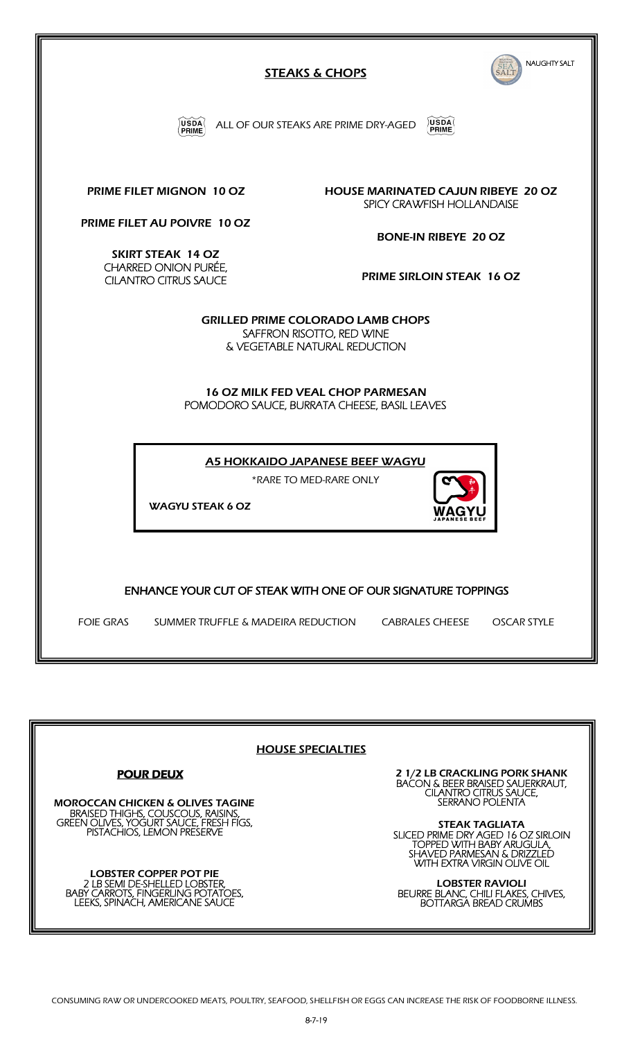## STEAKS & CHOPS

NAUGHTY SALT

USDA PRIME ALL OF OUR STEAKS ARE PRIME DRY-AGED USDA PRIME

**PRIME FILET MIGNON 10 OZ**

**PRIME FILET AU POIVRE 10 OZ**

**SKIRT STEAK 14 OZ**
CHARRED ONION PURÉE, CILANTRO CITRUS SAUCE

**HOUSE MARINATED CAJUN RIBEYE 20 OZ**
SPICY CRAWFISH HOLLANDAISE

**BONE-IN RIBEYE 20 OZ**

**PRIME SIRLOIN STEAK 16 OZ**

**GRILLED PRIME COLORADO LAMB CHOPS**
SAFFRON RISOTTO, RED WINE & VEGETABLE NATURAL REDUCTION

**16 OZ MILK FED VEAL CHOP PARMESAN**
POMODORO SAUCE, BURRATA CHEESE, BASIL LEAVES

### A5 HOKKAIDO JAPANESE BEEF WAGYU

*RARE TO MED-RARE ONLY

**WAGYU STEAK 6 OZ**

### ENHANCE YOUR CUT OF STEAK WITH ONE OF OUR SIGNATURE TOPPINGS

FOIE GRAS — SUMMER TRUFFLE & MADEIRA REDUCTION — CABRALES CHEESE — OSCAR STYLE

## HOUSE SPECIALTIES

### POUR DEUX

**MOROCCAN CHICKEN & OLIVES TAGINE**
BRAISED THIGHS, COUSCOUS, RAISINS, GREEN OLIVES, YOGURT SAUCE, FRESH FIGS, PISTACHIOS, LEMON PRESERVE

**LOBSTER COPPER POT PIE**
2 LB SEMI DE-SHELLED LOBSTER, BABY CARROTS, FINGERLING POTATOES, LEEKS, SPINACH, AMERICANE SAUCE

**2 1/2 LB CRACKLING PORK SHANK**
BACON & BEER BRAISED SAUERKRAUT, CILANTRO CITRUS SAUCE, SERRANO POLENTA

**STEAK TAGLIATA**
SLICED PRIME DRY AGED 16 OZ SIRLOIN TOPPED WITH BABY ARUGULA, SHAVED PARMESAN & DRIZZLED WITH EXTRA VIRGIN OLIVE OIL

**LOBSTER RAVIOLI**
BEURRE BLANC, CHILI FLAKES, CHIVES, BOTTARGA BREAD CRUMBS

CONSUMING RAW OR UNDERCOOKED MEATS, POULTRY, SEAFOOD, SHELLFISH OR EGGS CAN INCREASE THE RISK OF FOODBORNE ILLNESS.

8-7-19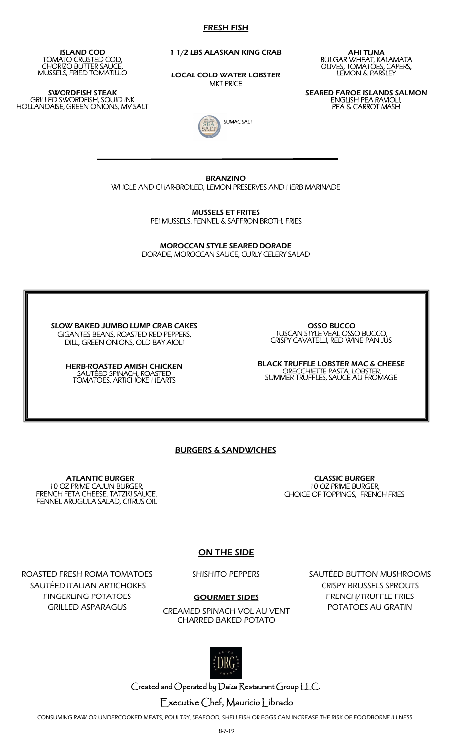## FRESH FISH

**ISLAND COD**
TOMATO CRUSTED COD, CHORIZO BUTTER SAUCE, MUSSELS, FRIED TOMATILLO

**SWORDFISH STEAK**
GRILLED SWORDFISH, SQUID INK HOLLANDAISE, GREEN ONIONS, MV SALT

**1 1/2 LBS ALASKAN KING CRAB**

**LOCAL COLD WATER LOBSTER**
MKT PRICE

**AHI TUNA**
BULGAR WHEAT, KALAMATA OLIVES, TOMATOES, CAPERS, LEMON & PARSLEY

**SEARED FAROE ISLANDS SALMON**
ENGLISH PEA RAVIOLI, PEA & CARROT MASH

SUMAC SALT

---

**BRANZINO**
WHOLE AND CHAR-BROILED, LEMON PRESERVES AND HERB MARINADE

**MUSSELS ET FRITES**
PEI MUSSELS, FENNEL & SAFFRON BROTH, FRIES

**MOROCCAN STYLE SEARED DORADE**
DORADE, MOROCCAN SAUCE, CURLY CELERY SALAD

---

**SLOW BAKED JUMBO LUMP CRAB CAKES**
GIGANTES BEANS, ROASTED RED PEPPERS, DILL, GREEN ONIONS, OLD BAY AIOLI

**HERB-ROASTED AMISH CHICKEN**
SAUTÉED SPINACH, ROASTED TOMATOES, ARTICHOKE HEARTS

**OSSO BUCCO**
TUSCAN STYLE VEAL OSSO BUCCO, CRISPY CAVATELLI, RED WINE PAN JUS

**BLACK TRUFFLE LOBSTER MAC & CHEESE**
ORECCHIETTE PASTA, LOBSTER, SUMMER TRUFFLES, SAUCE AU FROMAGE

---

## BURGERS & SANDWICHES

**ATLANTIC BURGER**
10 OZ PRIME CAJUN BURGER, FRENCH FETA CHEESE, TATZIKI SAUCE, FENNEL ARUGULA SALAD, CITRUS OIL

**CLASSIC BURGER**
10 OZ PRIME BURGER, CHOICE OF TOPPINGS, FRENCH FRIES

## ON THE SIDE

ROASTED FRESH ROMA TOMATOES
SAUTÉED ITALIAN ARTICHOKES
FINGERLING POTATOES
GRILLED ASPARAGUS

SHISHITO PEPPERS

SAUTÉED BUTTON MUSHROOMS
CRISPY BRUSSELS SPROUTS
FRENCH/TRUFFLE FRIES
POTATOES AU GRATIN

### GOURMET SIDES

CREAMED SPINACH VOL AU VENT
CHARRED BAKED POTATO

DRG

Created and Operated by Daiza Restaurant Group LLC.

Executive Chef, Mauricio Librado

CONSUMING RAW OR UNDERCOOKED MEATS, POULTRY, SEAFOOD, SHELLFISH OR EGGS CAN INCREASE THE RISK OF FOODBORNE ILLNESS.

8-7-19